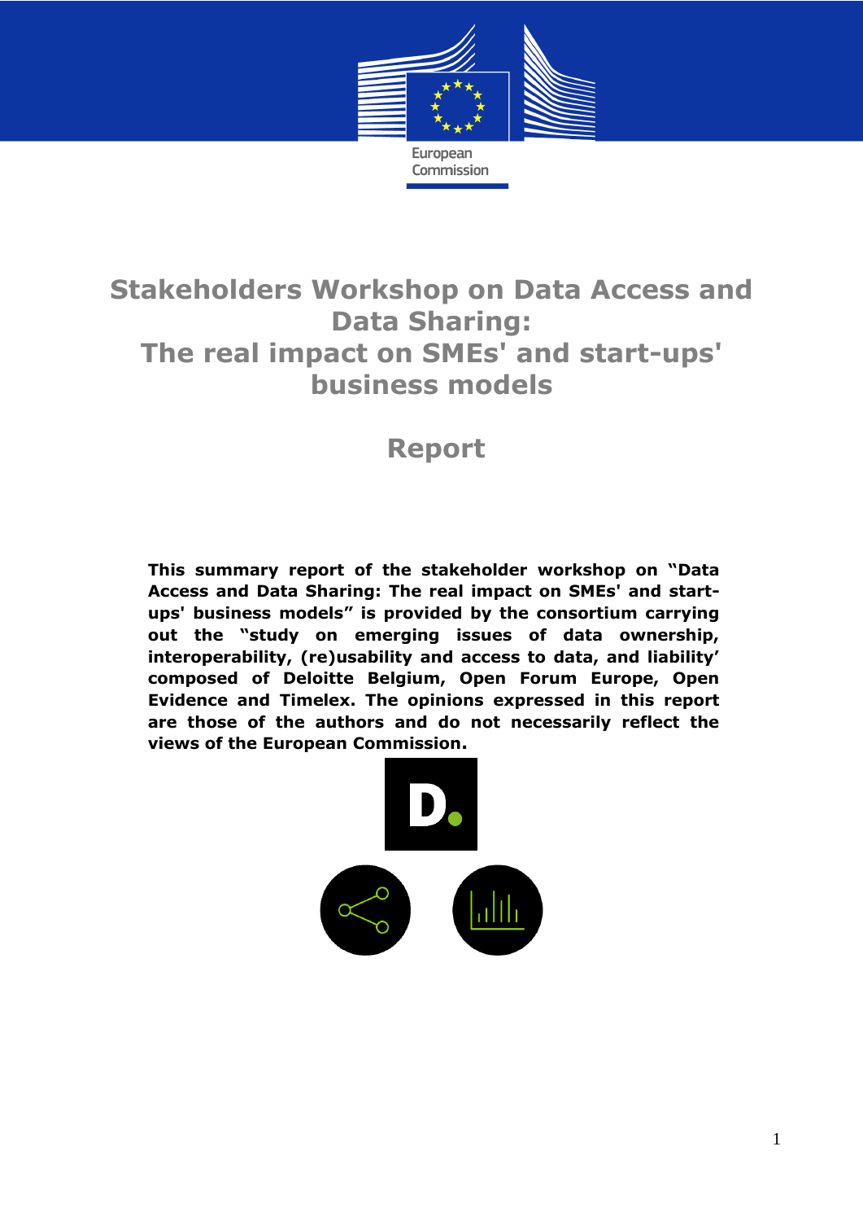European Commission

# Stakeholders Workshop on Data Access and Data Sharing: The real impact on SMEs' and start-ups' business models

## Report

**This summary report of the stakeholder workshop on "Data Access and Data Sharing: The real impact on SMEs' and start-ups' business models" is provided by the consortium carrying out the "study on emerging issues of data ownership, interoperability, (re)usability and access to data, and liability' composed of Deloitte Belgium, Open Forum Europe, Open Evidence and Timelex. The opinions expressed in this report are those of the authors and do not necessarily reflect the views of the European Commission.**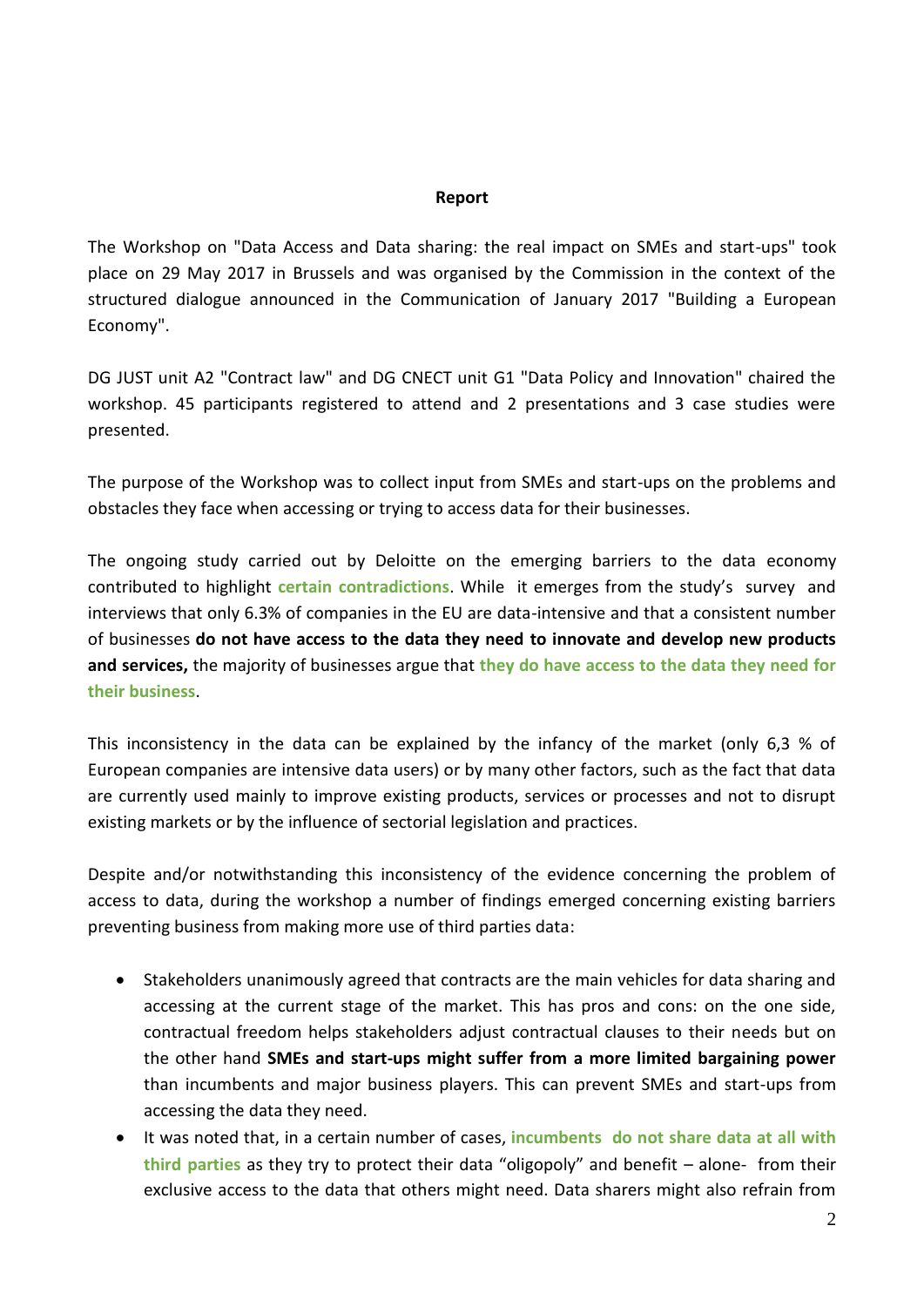**Report**

The Workshop on "Data Access and Data sharing: the real impact on SMEs and start-ups" took place on 29 May 2017 in Brussels and was organised by the Commission in the context of the structured dialogue announced in the Communication of January 2017 "Building a European Economy".

DG JUST unit A2 "Contract law" and DG CNECT unit G1 "Data Policy and Innovation" chaired the workshop. 45 participants registered to attend and 2 presentations and 3 case studies were presented.

The purpose of the Workshop was to collect input from SMEs and start-ups on the problems and obstacles they face when accessing or trying to access data for their businesses.

The ongoing study carried out by Deloitte on the emerging barriers to the data economy contributed to highlight **certain contradictions**. While it emerges from the study's survey and interviews that only 6.3% of companies in the EU are data-intensive and that a consistent number of businesses **do not have access to the data they need to innovate and develop new products and services,** the majority of businesses argue that **they do have access to the data they need for their business**.

This inconsistency in the data can be explained by the infancy of the market (only 6,3 % of European companies are intensive data users) or by many other factors, such as the fact that data are currently used mainly to improve existing products, services or processes and not to disrupt existing markets or by the influence of sectorial legislation and practices.

Despite and/or notwithstanding this inconsistency of the evidence concerning the problem of access to data, during the workshop a number of findings emerged concerning existing barriers preventing business from making more use of third parties data:

- Stakeholders unanimously agreed that contracts are the main vehicles for data sharing and accessing at the current stage of the market. This has pros and cons: on the one side, contractual freedom helps stakeholders adjust contractual clauses to their needs but on the other hand **SMEs and start-ups might suffer from a more limited bargaining power** than incumbents and major business players. This can prevent SMEs and start-ups from accessing the data they need.
- It was noted that, in a certain number of cases, **incumbents do not share data at all with third parties** as they try to protect their data "oligopoly" and benefit – alone- from their exclusive access to the data that others might need. Data sharers might also refrain from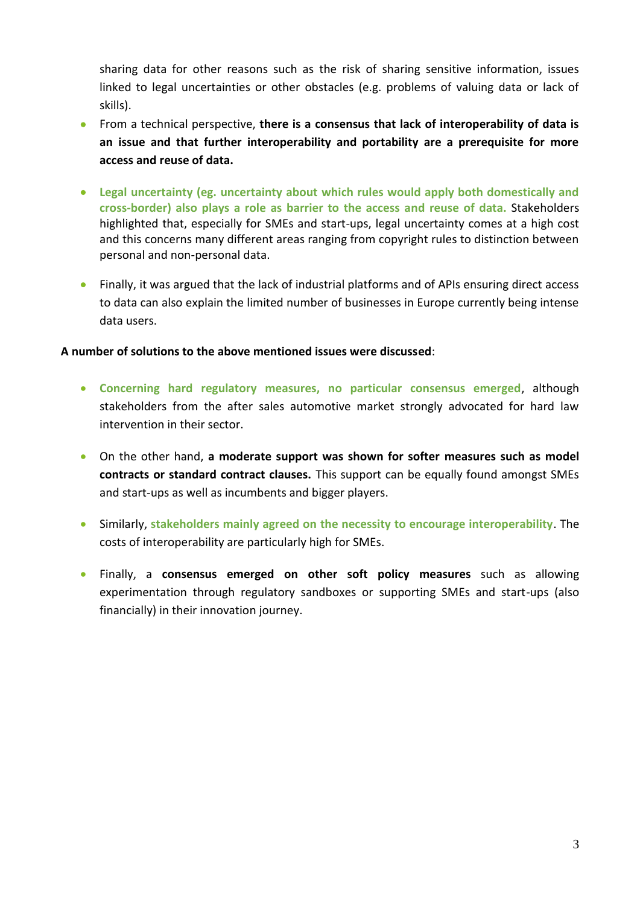sharing data for other reasons such as the risk of sharing sensitive information, issues linked to legal uncertainties or other obstacles (e.g. problems of valuing data or lack of skills).

- From a technical perspective, **there is a consensus that lack of interoperability of data is an issue and that further interoperability and portability are a prerequisite for more access and reuse of data.**

- **Legal uncertainty (eg. uncertainty about which rules would apply both domestically and cross-border) also plays a role as barrier to the access and reuse of data.** Stakeholders highlighted that, especially for SMEs and start-ups, legal uncertainty comes at a high cost and this concerns many different areas ranging from copyright rules to distinction between personal and non-personal data.

- Finally, it was argued that the lack of industrial platforms and of APIs ensuring direct access to data can also explain the limited number of businesses in Europe currently being intense data users.

**A number of solutions to the above mentioned issues were discussed**:

- **Concerning hard regulatory measures, no particular consensus emerged**, although stakeholders from the after sales automotive market strongly advocated for hard law intervention in their sector.

- On the other hand, **a moderate support was shown for softer measures such as model contracts or standard contract clauses.** This support can be equally found amongst SMEs and start-ups as well as incumbents and bigger players.

- Similarly, **stakeholders mainly agreed on the necessity to encourage interoperability**. The costs of interoperability are particularly high for SMEs.

- Finally, a **consensus emerged on other soft policy measures** such as allowing experimentation through regulatory sandboxes or supporting SMEs and start-ups (also financially) in their innovation journey.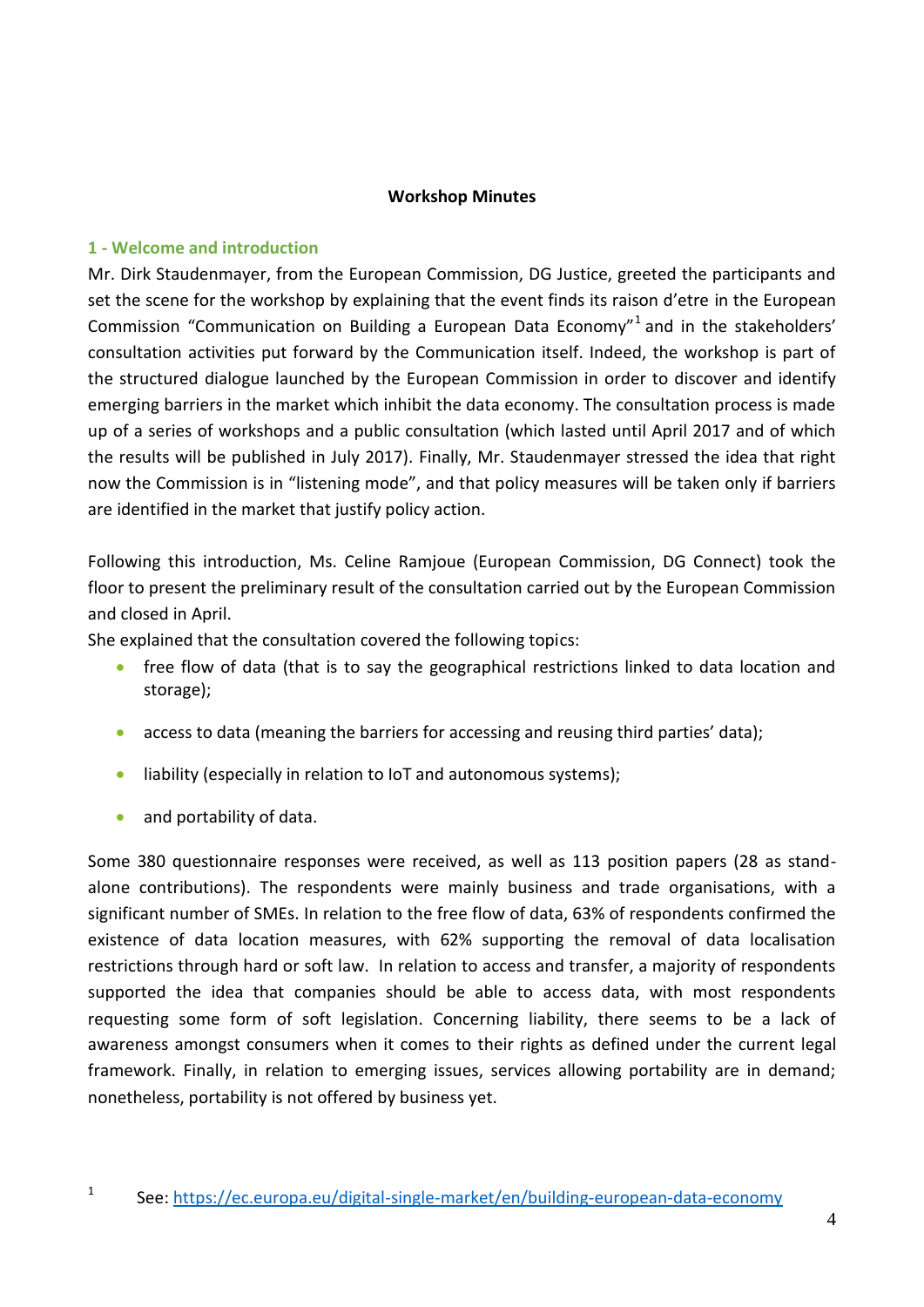**Workshop Minutes**

## 1 - Welcome and introduction

Mr. Dirk Staudenmayer, from the European Commission, DG Justice, greeted the participants and set the scene for the workshop by explaining that the event finds its raison d'etre in the European Commission "Communication on Building a European Data Economy"[1] and in the stakeholders' consultation activities put forward by the Communication itself. Indeed, the workshop is part of the structured dialogue launched by the European Commission in order to discover and identify emerging barriers in the market which inhibit the data economy. The consultation process is made up of a series of workshops and a public consultation (which lasted until April 2017 and of which the results will be published in July 2017). Finally, Mr. Staudenmayer stressed the idea that right now the Commission is in "listening mode", and that policy measures will be taken only if barriers are identified in the market that justify policy action.

Following this introduction, Ms. Celine Ramjoue (European Commission, DG Connect) took the floor to present the preliminary result of the consultation carried out by the European Commission and closed in April.

She explained that the consultation covered the following topics:

- free flow of data (that is to say the geographical restrictions linked to data location and storage);
- access to data (meaning the barriers for accessing and reusing third parties' data);
- liability (especially in relation to IoT and autonomous systems);
- and portability of data.

Some 380 questionnaire responses were received, as well as 113 position papers (28 as stand-alone contributions). The respondents were mainly business and trade organisations, with a significant number of SMEs. In relation to the free flow of data, 63% of respondents confirmed the existence of data location measures, with 62% supporting the removal of data localisation restrictions through hard or soft law. In relation to access and transfer, a majority of respondents supported the idea that companies should be able to access data, with most respondents requesting some form of soft legislation. Concerning liability, there seems to be a lack of awareness amongst consumers when it comes to their rights as defined under the current legal framework. Finally, in relation to emerging issues, services allowing portability are in demand; nonetheless, portability is not offered by business yet.

[1] See: https://ec.europa.eu/digital-single-market/en/building-european-data-economy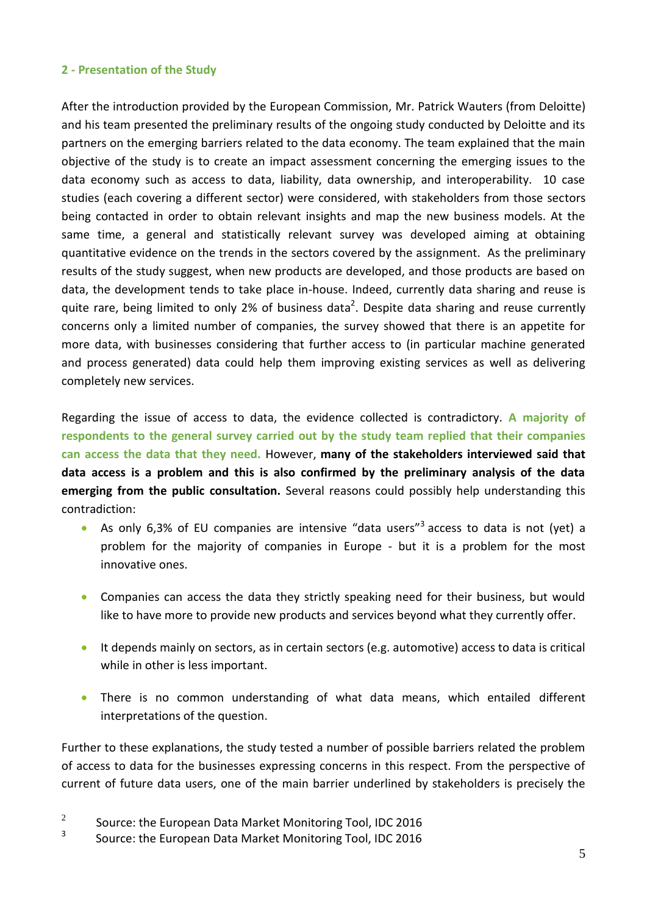## 2 - Presentation of the Study

After the introduction provided by the European Commission, Mr. Patrick Wauters (from Deloitte) and his team presented the preliminary results of the ongoing study conducted by Deloitte and its partners on the emerging barriers related to the data economy. The team explained that the main objective of the study is to create an impact assessment concerning the emerging issues to the data economy such as access to data, liability, data ownership, and interoperability. 10 case studies (each covering a different sector) were considered, with stakeholders from those sectors being contacted in order to obtain relevant insights and map the new business models. At the same time, a general and statistically relevant survey was developed aiming at obtaining quantitative evidence on the trends in the sectors covered by the assignment. As the preliminary results of the study suggest, when new products are developed, and those products are based on data, the development tends to take place in-house. Indeed, currently data sharing and reuse is quite rare, being limited to only 2% of business data[2]. Despite data sharing and reuse currently concerns only a limited number of companies, the survey showed that there is an appetite for more data, with businesses considering that further access to (in particular machine generated and process generated) data could help them improving existing services as well as delivering completely new services.

Regarding the issue of access to data, the evidence collected is contradictory. **A majority of respondents to the general survey carried out by the study team replied that their companies can access the data that they need.** However, **many of the stakeholders interviewed said that data access is a problem and this is also confirmed by the preliminary analysis of the data emerging from the public consultation.** Several reasons could possibly help understanding this contradiction:

- As only 6,3% of EU companies are intensive "data users"[3] access to data is not (yet) a problem for the majority of companies in Europe - but it is a problem for the most innovative ones.
- Companies can access the data they strictly speaking need for their business, but would like to have more to provide new products and services beyond what they currently offer.
- It depends mainly on sectors, as in certain sectors (e.g. automotive) access to data is critical while in other is less important.
- There is no common understanding of what data means, which entailed different interpretations of the question.

Further to these explanations, the study tested a number of possible barriers related the problem of access to data for the businesses expressing concerns in this respect. From the perspective of current of future data users, one of the main barrier underlined by stakeholders is precisely the

[2] Source: the European Data Market Monitoring Tool, IDC 2016

[3] Source: the European Data Market Monitoring Tool, IDC 2016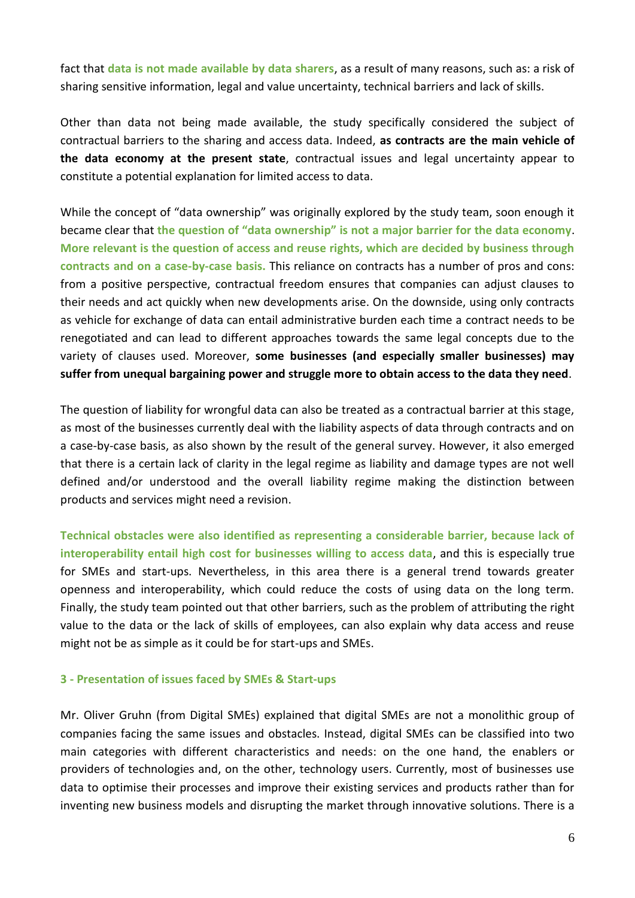fact that **data is not made available by data sharers**, as a result of many reasons, such as: a risk of sharing sensitive information, legal and value uncertainty, technical barriers and lack of skills.

Other than data not being made available, the study specifically considered the subject of contractual barriers to the sharing and access data. Indeed, **as contracts are the main vehicle of the data economy at the present state**, contractual issues and legal uncertainty appear to constitute a potential explanation for limited access to data.

While the concept of "data ownership" was originally explored by the study team, soon enough it became clear that **the question of "data ownership" is not a major barrier for the data economy**. **More relevant is the question of access and reuse rights, which are decided by business through contracts and on a case-by-case basis.** This reliance on contracts has a number of pros and cons: from a positive perspective, contractual freedom ensures that companies can adjust clauses to their needs and act quickly when new developments arise. On the downside, using only contracts as vehicle for exchange of data can entail administrative burden each time a contract needs to be renegotiated and can lead to different approaches towards the same legal concepts due to the variety of clauses used. Moreover, **some businesses (and especially smaller businesses) may suffer from unequal bargaining power and struggle more to obtain access to the data they need**.

The question of liability for wrongful data can also be treated as a contractual barrier at this stage, as most of the businesses currently deal with the liability aspects of data through contracts and on a case-by-case basis, as also shown by the result of the general survey. However, it also emerged that there is a certain lack of clarity in the legal regime as liability and damage types are not well defined and/or understood and the overall liability regime making the distinction between products and services might need a revision.

**Technical obstacles were also identified as representing a considerable barrier, because lack of interoperability entail high cost for businesses willing to access data**, and this is especially true for SMEs and start-ups. Nevertheless, in this area there is a general trend towards greater openness and interoperability, which could reduce the costs of using data on the long term. Finally, the study team pointed out that other barriers, such as the problem of attributing the right value to the data or the lack of skills of employees, can also explain why data access and reuse might not be as simple as it could be for start-ups and SMEs.

### 3 - Presentation of issues faced by SMEs & Start-ups

Mr. Oliver Gruhn (from Digital SMEs) explained that digital SMEs are not a monolithic group of companies facing the same issues and obstacles. Instead, digital SMEs can be classified into two main categories with different characteristics and needs: on the one hand, the enablers or providers of technologies and, on the other, technology users. Currently, most of businesses use data to optimise their processes and improve their existing services and products rather than for inventing new business models and disrupting the market through innovative solutions. There is a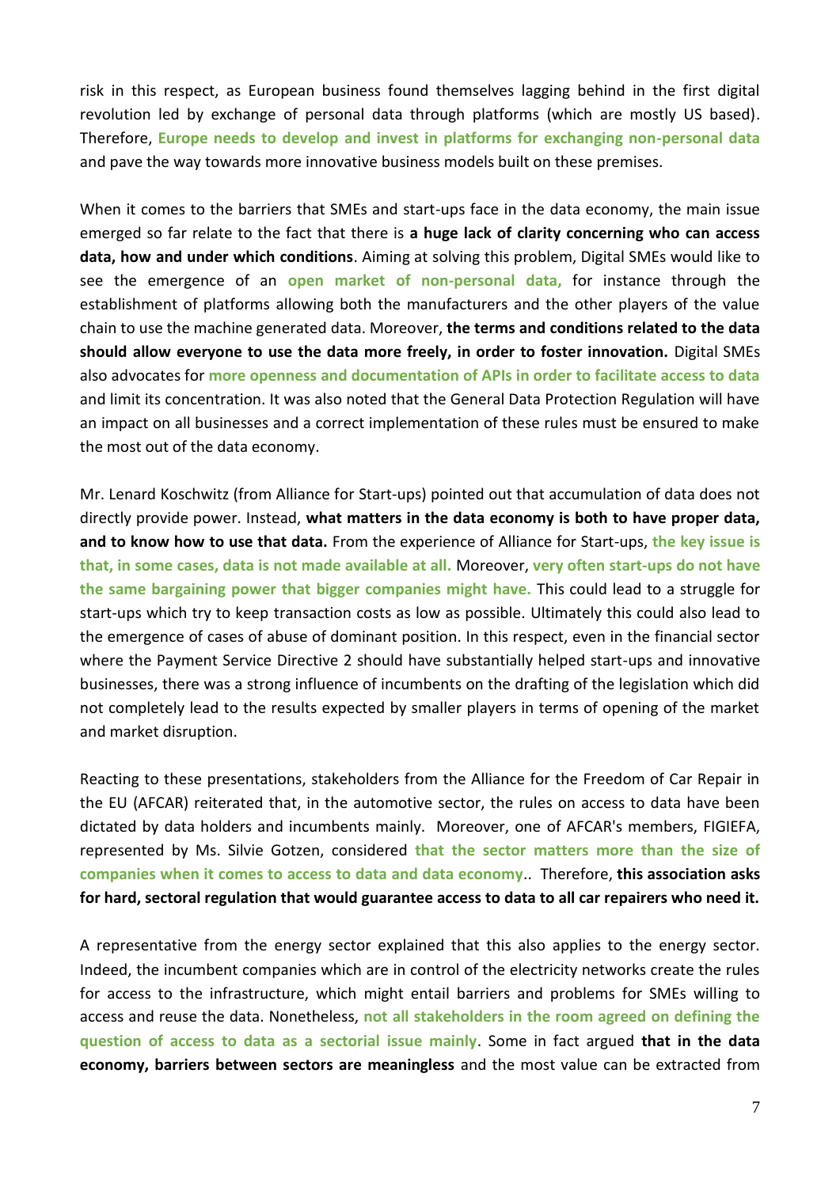risk in this respect, as European business found themselves lagging behind in the first digital revolution led by exchange of personal data through platforms (which are mostly US based). Therefore, **Europe needs to develop and invest in platforms for exchanging non-personal data** and pave the way towards more innovative business models built on these premises.

When it comes to the barriers that SMEs and start-ups face in the data economy, the main issue emerged so far relate to the fact that there is **a huge lack of clarity concerning who can access data, how and under which conditions**. Aiming at solving this problem, Digital SMEs would like to see the emergence of an **open market of non-personal data,** for instance through the establishment of platforms allowing both the manufacturers and the other players of the value chain to use the machine generated data. Moreover, **the terms and conditions related to the data should allow everyone to use the data more freely, in order to foster innovation.** Digital SMEs also advocates for **more openness and documentation of APIs in order to facilitate access to data** and limit its concentration. It was also noted that the General Data Protection Regulation will have an impact on all businesses and a correct implementation of these rules must be ensured to make the most out of the data economy.

Mr. Lenard Koschwitz (from Alliance for Start-ups) pointed out that accumulation of data does not directly provide power. Instead, **what matters in the data economy is both to have proper data, and to know how to use that data.** From the experience of Alliance for Start-ups, **the key issue is that, in some cases, data is not made available at all.** Moreover, **very often start-ups do not have the same bargaining power that bigger companies might have.** This could lead to a struggle for start-ups which try to keep transaction costs as low as possible. Ultimately this could also lead to the emergence of cases of abuse of dominant position. In this respect, even in the financial sector where the Payment Service Directive 2 should have substantially helped start-ups and innovative businesses, there was a strong influence of incumbents on the drafting of the legislation which did not completely lead to the results expected by smaller players in terms of opening of the market and market disruption.

Reacting to these presentations, stakeholders from the Alliance for the Freedom of Car Repair in the EU (AFCAR) reiterated that, in the automotive sector, the rules on access to data have been dictated by data holders and incumbents mainly. Moreover, one of AFCAR's members, FIGIEFA, represented by Ms. Silvie Gotzen, considered **that the sector matters more than the size of companies when it comes to access to data and data economy**.. Therefore, **this association asks for hard, sectoral regulation that would guarantee access to data to all car repairers who need it.**

A representative from the energy sector explained that this also applies to the energy sector. Indeed, the incumbent companies which are in control of the electricity networks create the rules for access to the infrastructure, which might entail barriers and problems for SMEs willing to access and reuse the data. Nonetheless, **not all stakeholders in the room agreed on defining the question of access to data as a sectorial issue mainly**. Some in fact argued **that in the data economy, barriers between sectors are meaningless** and the most value can be extracted from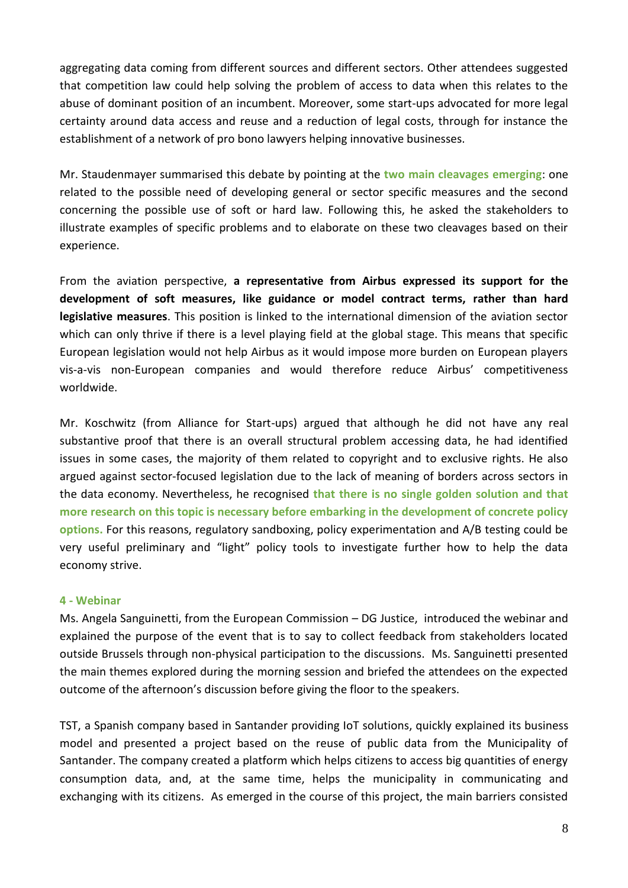aggregating data coming from different sources and different sectors. Other attendees suggested that competition law could help solving the problem of access to data when this relates to the abuse of dominant position of an incumbent. Moreover, some start-ups advocated for more legal certainty around data access and reuse and a reduction of legal costs, through for instance the establishment of a network of pro bono lawyers helping innovative businesses.

Mr. Staudenmayer summarised this debate by pointing at the **two main cleavages emerging**: one related to the possible need of developing general or sector specific measures and the second concerning the possible use of soft or hard law. Following this, he asked the stakeholders to illustrate examples of specific problems and to elaborate on these two cleavages based on their experience.

From the aviation perspective, **a representative from Airbus expressed its support for the development of soft measures, like guidance or model contract terms, rather than hard legislative measures**. This position is linked to the international dimension of the aviation sector which can only thrive if there is a level playing field at the global stage. This means that specific European legislation would not help Airbus as it would impose more burden on European players vis-a-vis non-European companies and would therefore reduce Airbus' competitiveness worldwide.

Mr. Koschwitz (from Alliance for Start-ups) argued that although he did not have any real substantive proof that there is an overall structural problem accessing data, he had identified issues in some cases, the majority of them related to copyright and to exclusive rights. He also argued against sector-focused legislation due to the lack of meaning of borders across sectors in the data economy. Nevertheless, he recognised **that there is no single golden solution and that more research on this topic is necessary before embarking in the development of concrete policy options.** For this reasons, regulatory sandboxing, policy experimentation and A/B testing could be very useful preliminary and "light" policy tools to investigate further how to help the data economy strive.

#### 4 - Webinar

Ms. Angela Sanguinetti, from the European Commission – DG Justice, introduced the webinar and explained the purpose of the event that is to say to collect feedback from stakeholders located outside Brussels through non-physical participation to the discussions. Ms. Sanguinetti presented the main themes explored during the morning session and briefed the attendees on the expected outcome of the afternoon's discussion before giving the floor to the speakers.

TST, a Spanish company based in Santander providing IoT solutions, quickly explained its business model and presented a project based on the reuse of public data from the Municipality of Santander. The company created a platform which helps citizens to access big quantities of energy consumption data, and, at the same time, helps the municipality in communicating and exchanging with its citizens. As emerged in the course of this project, the main barriers consisted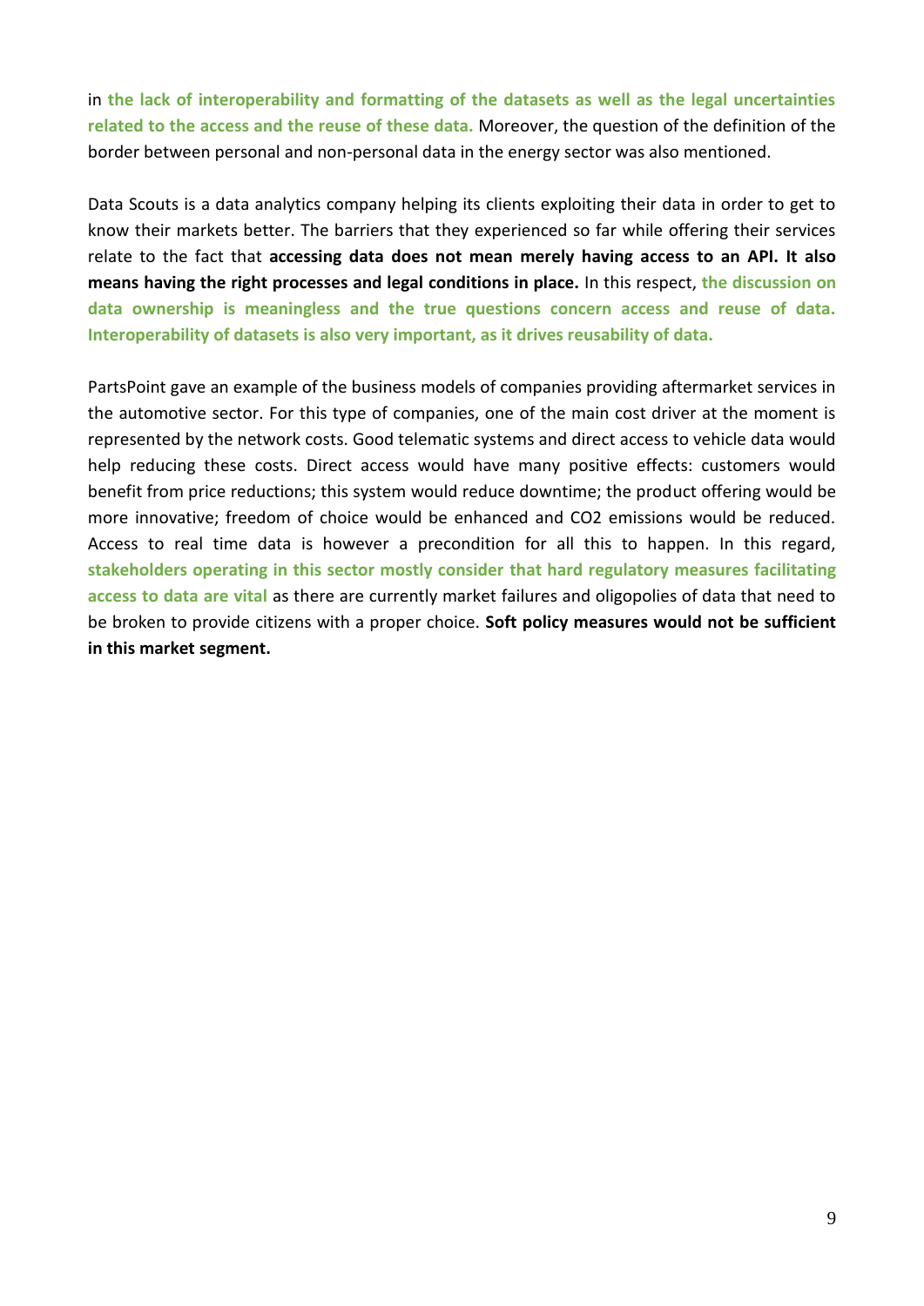in **the lack of interoperability and formatting of the datasets as well as the legal uncertainties related to the access and the reuse of these data.** Moreover, the question of the definition of the border between personal and non-personal data in the energy sector was also mentioned.

Data Scouts is a data analytics company helping its clients exploiting their data in order to get to know their markets better. The barriers that they experienced so far while offering their services relate to the fact that **accessing data does not mean merely having access to an API. It also means having the right processes and legal conditions in place.** In this respect, **the discussion on data ownership is meaningless and the true questions concern access and reuse of data. Interoperability of datasets is also very important, as it drives reusability of data.**

PartsPoint gave an example of the business models of companies providing aftermarket services in the automotive sector. For this type of companies, one of the main cost driver at the moment is represented by the network costs. Good telematic systems and direct access to vehicle data would help reducing these costs. Direct access would have many positive effects: customers would benefit from price reductions; this system would reduce downtime; the product offering would be more innovative; freedom of choice would be enhanced and $CO_2$ emissions would be reduced. Access to real time data is however a precondition for all this to happen. In this regard, **stakeholders operating in this sector mostly consider that hard regulatory measures facilitating access to data are vital** as there are currently market failures and oligopolies of data that need to be broken to provide citizens with a proper choice. **Soft policy measures would not be sufficient in this market segment.**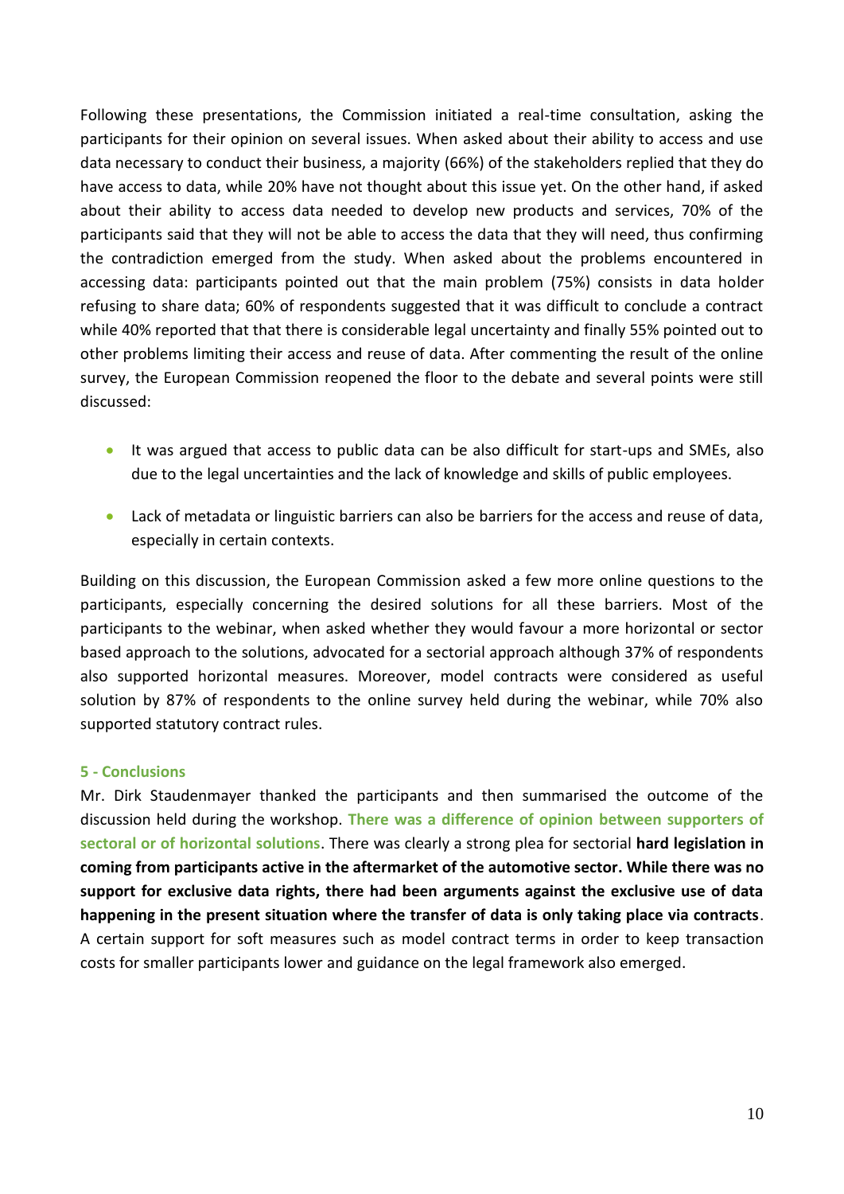Following these presentations, the Commission initiated a real-time consultation, asking the participants for their opinion on several issues. When asked about their ability to access and use data necessary to conduct their business, a majority (66%) of the stakeholders replied that they do have access to data, while 20% have not thought about this issue yet. On the other hand, if asked about their ability to access data needed to develop new products and services, 70% of the participants said that they will not be able to access the data that they will need, thus confirming the contradiction emerged from the study. When asked about the problems encountered in accessing data: participants pointed out that the main problem (75%) consists in data holder refusing to share data; 60% of respondents suggested that it was difficult to conclude a contract while 40% reported that that there is considerable legal uncertainty and finally 55% pointed out to other problems limiting their access and reuse of data. After commenting the result of the online survey, the European Commission reopened the floor to the debate and several points were still discussed:

- It was argued that access to public data can be also difficult for start-ups and SMEs, also due to the legal uncertainties and the lack of knowledge and skills of public employees.
- Lack of metadata or linguistic barriers can also be barriers for the access and reuse of data, especially in certain contexts.

Building on this discussion, the European Commission asked a few more online questions to the participants, especially concerning the desired solutions for all these barriers. Most of the participants to the webinar, when asked whether they would favour a more horizontal or sector based approach to the solutions, advocated for a sectorial approach although 37% of respondents also supported horizontal measures. Moreover, model contracts were considered as useful solution by 87% of respondents to the online survey held during the webinar, while 70% also supported statutory contract rules.

## 5 - Conclusions

Mr. Dirk Staudenmayer thanked the participants and then summarised the outcome of the discussion held during the workshop. **There was a difference of opinion between supporters of sectoral or of horizontal solutions**. There was clearly a strong plea for sectorial **hard legislation in coming from participants active in the aftermarket of the automotive sector. While there was no support for exclusive data rights, there had been arguments against the exclusive use of data happening in the present situation where the transfer of data is only taking place via contracts**. A certain support for soft measures such as model contract terms in order to keep transaction costs for smaller participants lower and guidance on the legal framework also emerged.